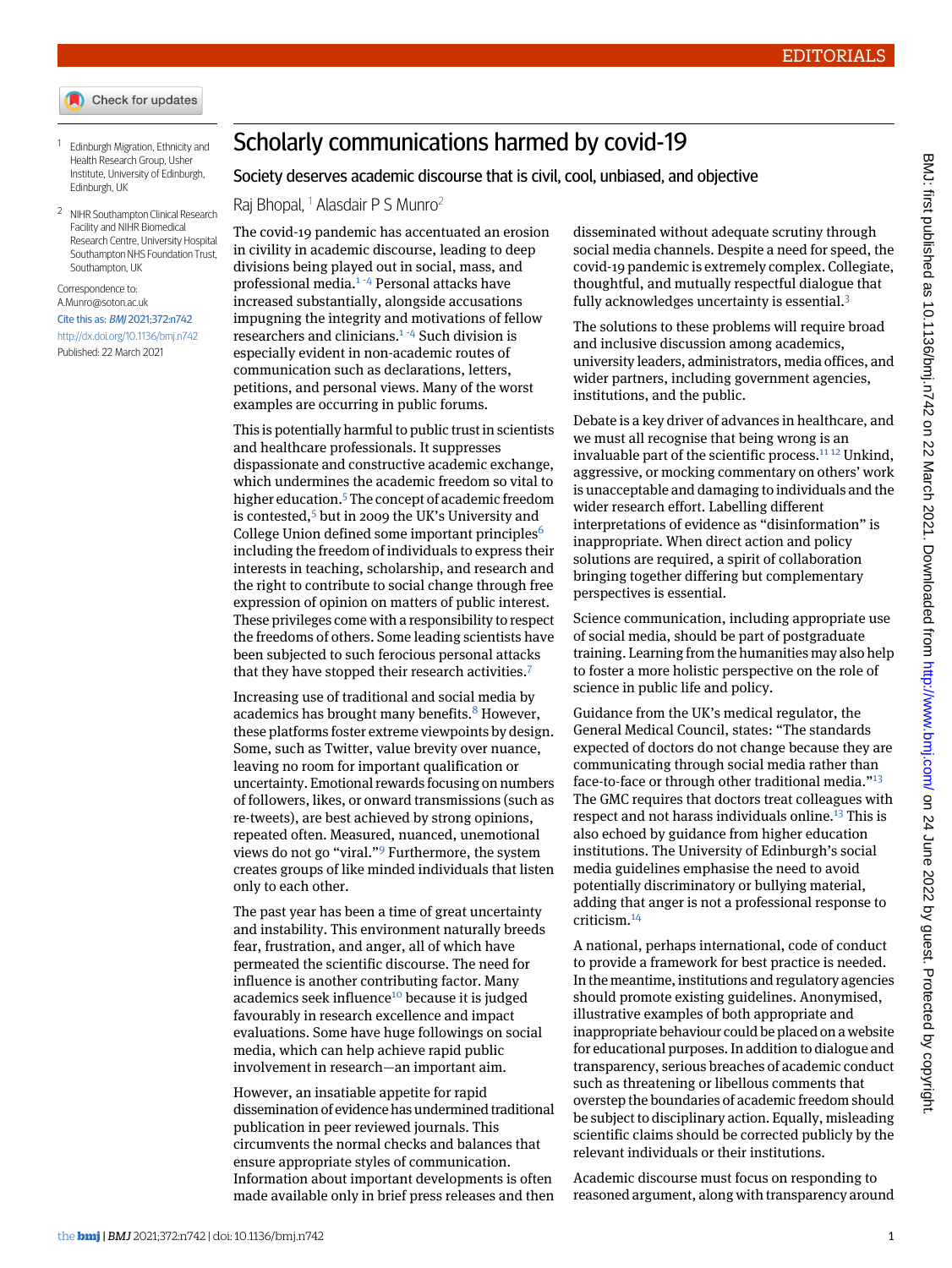# Scholarly communications harmed by covid-19

## Society deserves academic discourse that is civil, cool, unbiased, and objective

Raj Bhopal,[1] Alasdair P S Munro[2]

[1] Edinburgh Migration, Ethnicity and Health Research Group, Usher Institute, University of Edinburgh, Edinburgh, UK

[2] NIHR Southampton Clinical Research Facility and NIHR Biomedical Research Centre, University Hospital Southampton NHS Foundation Trust, Southampton, UK

Correspondence to: A.Munro@soton.ac.uk

Cite this as: *BMJ* 2021;372:n742

http://dx.doi.org/10.1136/bmj.n742

Published: 22 March 2021

The covid-19 pandemic has accentuated an erosion in civility in academic discourse, leading to deep divisions being played out in social, mass, and professional media.[1-4] Personal attacks have increased substantially, alongside accusations impugning the integrity and motivations of fellow researchers and clinicians.[1-4] Such division is especially evident in non-academic routes of communication such as declarations, letters, petitions, and personal views. Many of the worst examples are occurring in public forums.

This is potentially harmful to public trust in scientists and healthcare professionals. It suppresses dispassionate and constructive academic exchange, which undermines the academic freedom so vital to higher education.[5] The concept of academic freedom is contested,[5] but in 2009 the UK's University and College Union defined some important principles[6] including the freedom of individuals to express their interests in teaching, scholarship, and research and the right to contribute to social change through free expression of opinion on matters of public interest. These privileges come with a responsibility to respect the freedoms of others. Some leading scientists have been subjected to such ferocious personal attacks that they have stopped their research activities.[7]

Increasing use of traditional and social media by academics has brought many benefits.[8] However, these platforms foster extreme viewpoints by design. Some, such as Twitter, value brevity over nuance, leaving no room for important qualification or uncertainty. Emotional rewards focusing on numbers of followers, likes, or onward transmissions (such as re-tweets), are best achieved by strong opinions, repeated often. Measured, nuanced, unemotional views do not go "viral."[9] Furthermore, the system creates groups of like minded individuals that listen only to each other.

The past year has been a time of great uncertainty and instability. This environment naturally breeds fear, frustration, and anger, all of which have permeated the scientific discourse. The need for influence is another contributing factor. Many academics seek influence[10] because it is judged favourably in research excellence and impact evaluations. Some have huge followings on social media, which can help achieve rapid public involvement in research—an important aim.

However, an insatiable appetite for rapid dissemination of evidence has undermined traditional publication in peer reviewed journals. This circumvents the normal checks and balances that ensure appropriate styles of communication. Information about important developments is often made available only in brief press releases and then disseminated without adequate scrutiny through social media channels. Despite a need for speed, the covid-19 pandemic is extremely complex. Collegiate, thoughtful, and mutually respectful dialogue that fully acknowledges uncertainty is essential.[3]

The solutions to these problems will require broad and inclusive discussion among academics, university leaders, administrators, media offices, and wider partners, including government agencies, institutions, and the public.

Debate is a key driver of advances in healthcare, and we must all recognise that being wrong is an invaluable part of the scientific process.[11,12] Unkind, aggressive, or mocking commentary on others' work is unacceptable and damaging to individuals and the wider research effort. Labelling different interpretations of evidence as "disinformation" is inappropriate. When direct action and policy solutions are required, a spirit of collaboration bringing together differing but complementary perspectives is essential.

Science communication, including appropriate use of social media, should be part of postgraduate training. Learning from the humanities may also help to foster a more holistic perspective on the role of science in public life and policy.

Guidance from the UK's medical regulator, the General Medical Council, states: "The standards expected of doctors do not change because they are communicating through social media rather than face-to-face or through other traditional media."[13] The GMC requires that doctors treat colleagues with respect and not harass individuals online.[13] This is also echoed by guidance from higher education institutions. The University of Edinburgh's social media guidelines emphasise the need to avoid potentially discriminatory or bullying material, adding that anger is not a professional response to criticism.[14]

A national, perhaps international, code of conduct to provide a framework for best practice is needed. In the meantime, institutions and regulatory agencies should promote existing guidelines. Anonymised, illustrative examples of both appropriate and inappropriate behaviour could be placed on a website for educational purposes. In addition to dialogue and transparency, serious breaches of academic conduct such as threatening or libellous comments that overstep the boundaries of academic freedom should be subject to disciplinary action. Equally, misleading scientific claims should be corrected publicly by the relevant individuals or their institutions.

Academic discourse must focus on responding to reasoned argument, along with transparency around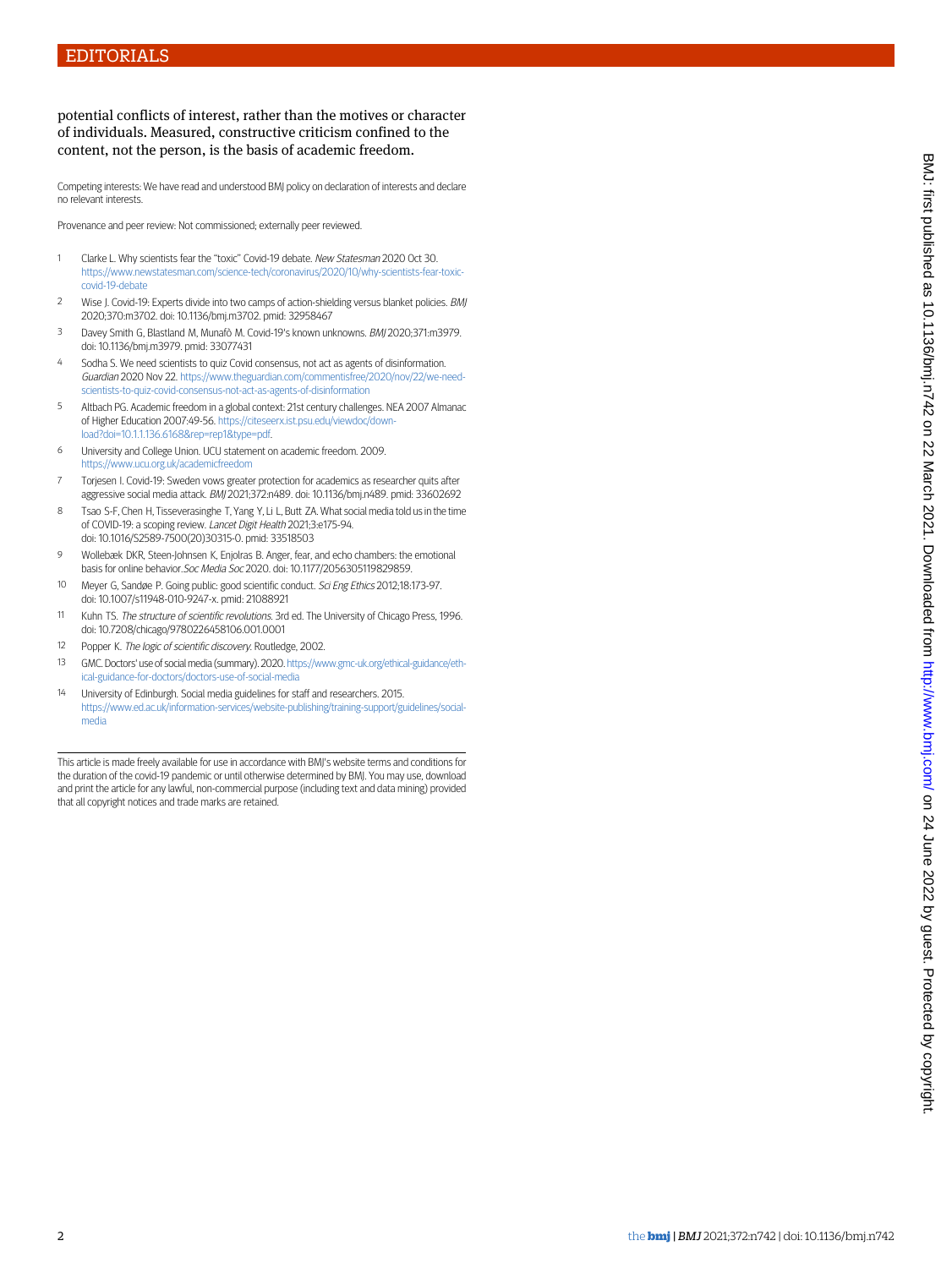potential conflicts of interest, rather than the motives or character of individuals. Measured, constructive criticism confined to the content, not the person, is the basis of academic freedom.

Competing interests: We have read and understood BMJ policy on declaration of interests and declare no relevant interests.

Provenance and peer review: Not commissioned; externally peer reviewed.

1. Clarke L. Why scientists fear the "toxic" Covid-19 debate. *New Statesman* 2020 Oct 30. https://www.newstatesman.com/science-tech/coronavirus/2020/10/why-scientists-fear-toxic-covid-19-debate
2. Wise J. Covid-19: Experts divide into two camps of action-shielding versus blanket policies. *BMJ* 2020;370:m3702. doi: 10.1136/bmj.m3702. pmid: 32958467
3. Davey Smith G, Blastland M, Munafò M. Covid-19's known unknowns. *BMJ* 2020;371:m3979. doi: 10.1136/bmj.m3979. pmid: 33077431
4. Sodha S. We need scientists to quiz Covid consensus, not act as agents of disinformation. *Guardian* 2020 Nov 22. https://www.theguardian.com/commentisfree/2020/nov/22/we-need-scientists-to-quiz-covid-consensus-not-act-as-agents-of-disinformation
5. Altbach PG. Academic freedom in a global context: 21st century challenges. NEA 2007 Almanac of Higher Education 2007:49-56. https://citeseerx.ist.psu.edu/viewdoc/download?doi=10.1.1.136.6168&rep=rep1&type=pdf.
6. University and College Union. UCU statement on academic freedom. 2009. https://www.ucu.org.uk/academicfreedom
7. Torjesen I. Covid-19: Sweden vows greater protection for academics as researcher quits after aggressive social media attack. *BMJ* 2021;372:n489. doi: 10.1136/bmj.n489. pmid: 33602692
8. Tsao S-F, Chen H, Tisseverasinghe T, Yang Y, Li L, Butt ZA. What social media told us in the time of COVID-19: a scoping review. *Lancet Digit Health* 2021;3:e175-94. doi: 10.1016/S2589-7500(20)30315-0. pmid: 33518503
9. Wollebæk DKR, Steen-Johnsen K, Enjolras B. Anger, fear, and echo chambers: the emotional basis for online behavior. *Soc Media Soc* 2020. doi: 10.1177/2056305119829859.
10. Meyer G, Sandøe P. Going public: good scientific conduct. *Sci Eng Ethics* 2012;18:173-97. doi: 10.1007/s11948-010-9247-x. pmid: 21088921
11. Kuhn TS. *The structure of scientific revolutions.* 3rd ed. The University of Chicago Press, 1996. doi: 10.7208/chicago/9780226458106.001.0001
12. Popper K. *The logic of scientific discovery.* Routledge, 2002.
13. GMC. Doctors' use of social media (summary). 2020. https://www.gmc-uk.org/ethical-guidance/ethical-guidance-for-doctors/doctors-use-of-social-media
14. University of Edinburgh. Social media guidelines for staff and researchers. 2015. https://www.ed.ac.uk/information-services/website-publishing/training-support/guidelines/social-media

This article is made freely available for use in accordance with BMJ's website terms and conditions for the duration of the covid-19 pandemic or until otherwise determined by BMJ. You may use, download and print the article for any lawful, non-commercial purpose (including text and data mining) provided that all copyright notices and trade marks are retained.